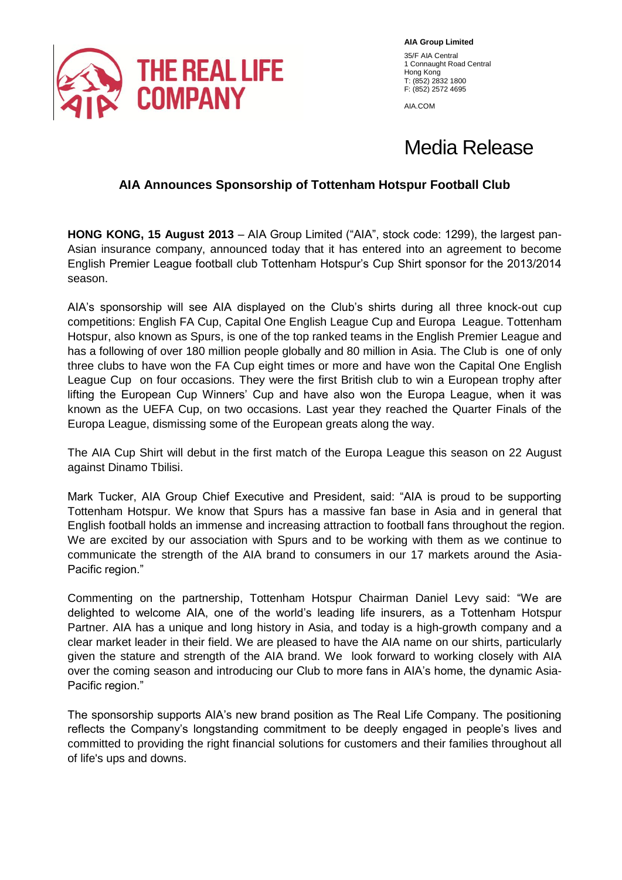THE REAL LIFE COMPANY

**AIA Group Limited**

35/F AIA Central
1 Connaught Road Central
Hong Kong
T: (852) 2832 1800
F: (852) 2572 4695

AIA.COM

# Media Release

## AIA Announces Sponsorship of Tottenham Hotspur Football Club

**HONG KONG, 15 August 2013** – AIA Group Limited ("AIA", stock code: 1299), the largest pan-Asian insurance company, announced today that it has entered into an agreement to become English Premier League football club Tottenham Hotspur's Cup Shirt sponsor for the 2013/2014 season.

AIA's sponsorship will see AIA displayed on the Club's shirts during all three knock-out cup competitions: English FA Cup, Capital One English League Cup and Europa League. Tottenham Hotspur, also known as Spurs, is one of the top ranked teams in the English Premier League and has a following of over 180 million people globally and 80 million in Asia. The Club is one of only three clubs to have won the FA Cup eight times or more and have won the Capital One English League Cup on four occasions. They were the first British club to win a European trophy after lifting the European Cup Winners' Cup and have also won the Europa League, when it was known as the UEFA Cup, on two occasions. Last year they reached the Quarter Finals of the Europa League, dismissing some of the European greats along the way.

The AIA Cup Shirt will debut in the first match of the Europa League this season on 22 August against Dinamo Tbilisi.

Mark Tucker, AIA Group Chief Executive and President, said: "AIA is proud to be supporting Tottenham Hotspur. We know that Spurs has a massive fan base in Asia and in general that English football holds an immense and increasing attraction to football fans throughout the region. We are excited by our association with Spurs and to be working with them as we continue to communicate the strength of the AIA brand to consumers in our 17 markets around the Asia-Pacific region."

Commenting on the partnership, Tottenham Hotspur Chairman Daniel Levy said: "We are delighted to welcome AIA, one of the world's leading life insurers, as a Tottenham Hotspur Partner. AIA has a unique and long history in Asia, and today is a high-growth company and a clear market leader in their field. We are pleased to have the AIA name on our shirts, particularly given the stature and strength of the AIA brand. We look forward to working closely with AIA over the coming season and introducing our Club to more fans in AIA's home, the dynamic Asia-Pacific region."

The sponsorship supports AIA's new brand position as The Real Life Company. The positioning reflects the Company's longstanding commitment to be deeply engaged in people's lives and committed to providing the right financial solutions for customers and their families throughout all of life's ups and downs.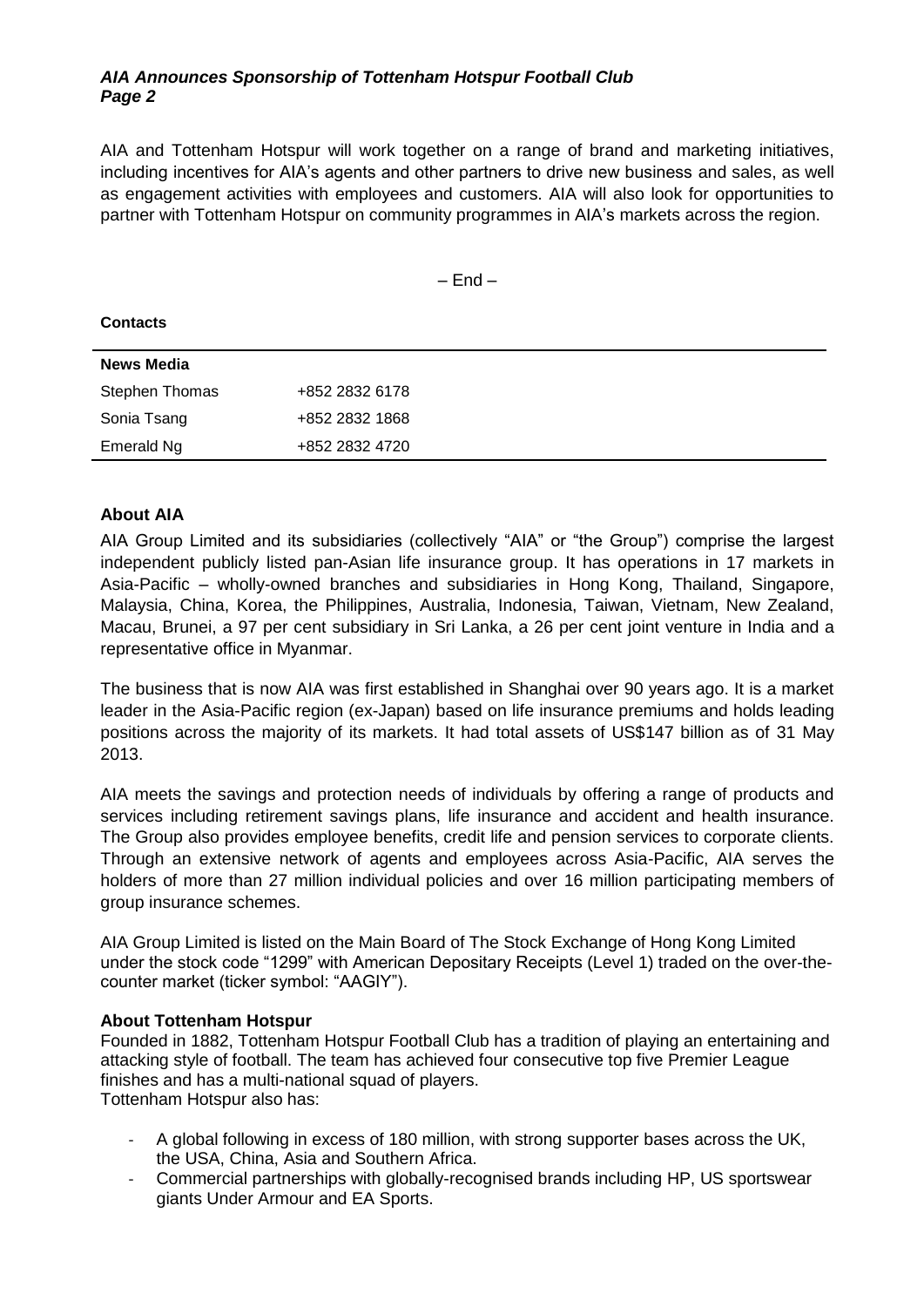AIA and Tottenham Hotspur will work together on a range of brand and marketing initiatives, including incentives for AIA's agents and other partners to drive new business and sales, as well as engagement activities with employees and customers. AIA will also look for opportunities to partner with Tottenham Hotspur on community programmes in AIA's markets across the region.

– End –

**Contacts**

| **News Media** | |
|---|---|
| Stephen Thomas | +852 2832 6178 |
| Sonia Tsang | +852 2832 1868 |
| Emerald Ng | +852 2832 4720 |

### About AIA

AIA Group Limited and its subsidiaries (collectively "AIA" or "the Group") comprise the largest independent publicly listed pan-Asian life insurance group. It has operations in 17 markets in Asia-Pacific – wholly-owned branches and subsidiaries in Hong Kong, Thailand, Singapore, Malaysia, China, Korea, the Philippines, Australia, Indonesia, Taiwan, Vietnam, New Zealand, Macau, Brunei, a 97 per cent subsidiary in Sri Lanka, a 26 per cent joint venture in India and a representative office in Myanmar.

The business that is now AIA was first established in Shanghai over 90 years ago. It is a market leader in the Asia-Pacific region (ex-Japan) based on life insurance premiums and holds leading positions across the majority of its markets. It had total assets of US$147 billion as of 31 May 2013.

AIA meets the savings and protection needs of individuals by offering a range of products and services including retirement savings plans, life insurance and accident and health insurance. The Group also provides employee benefits, credit life and pension services to corporate clients. Through an extensive network of agents and employees across Asia-Pacific, AIA serves the holders of more than 27 million individual policies and over 16 million participating members of group insurance schemes.

AIA Group Limited is listed on the Main Board of The Stock Exchange of Hong Kong Limited under the stock code "1299" with American Depositary Receipts (Level 1) traded on the over-the-counter market (ticker symbol: "AAGIY").

### About Tottenham Hotspur

Founded in 1882, Tottenham Hotspur Football Club has a tradition of playing an entertaining and attacking style of football. The team has achieved four consecutive top five Premier League finishes and has a multi-national squad of players.
Tottenham Hotspur also has:

- A global following in excess of 180 million, with strong supporter bases across the UK, the USA, China, Asia and Southern Africa.
- Commercial partnerships with globally-recognised brands including HP, US sportswear giants Under Armour and EA Sports.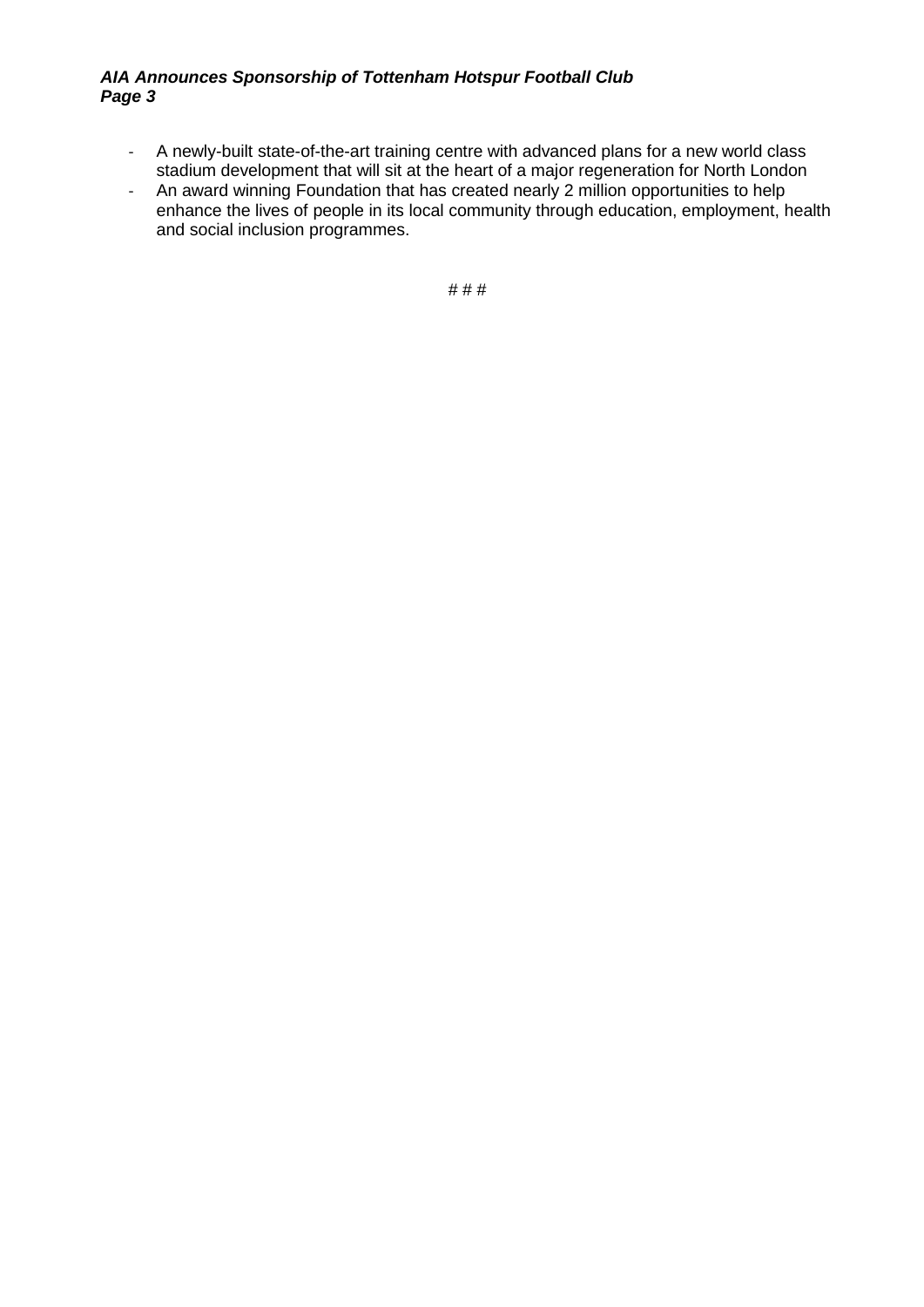- A newly-built state-of-the-art training centre with advanced plans for a new world class stadium development that will sit at the heart of a major regeneration for North London
- An award winning Foundation that has created nearly 2 million opportunities to help enhance the lives of people in its local community through education, employment, health and social inclusion programmes.

# # #